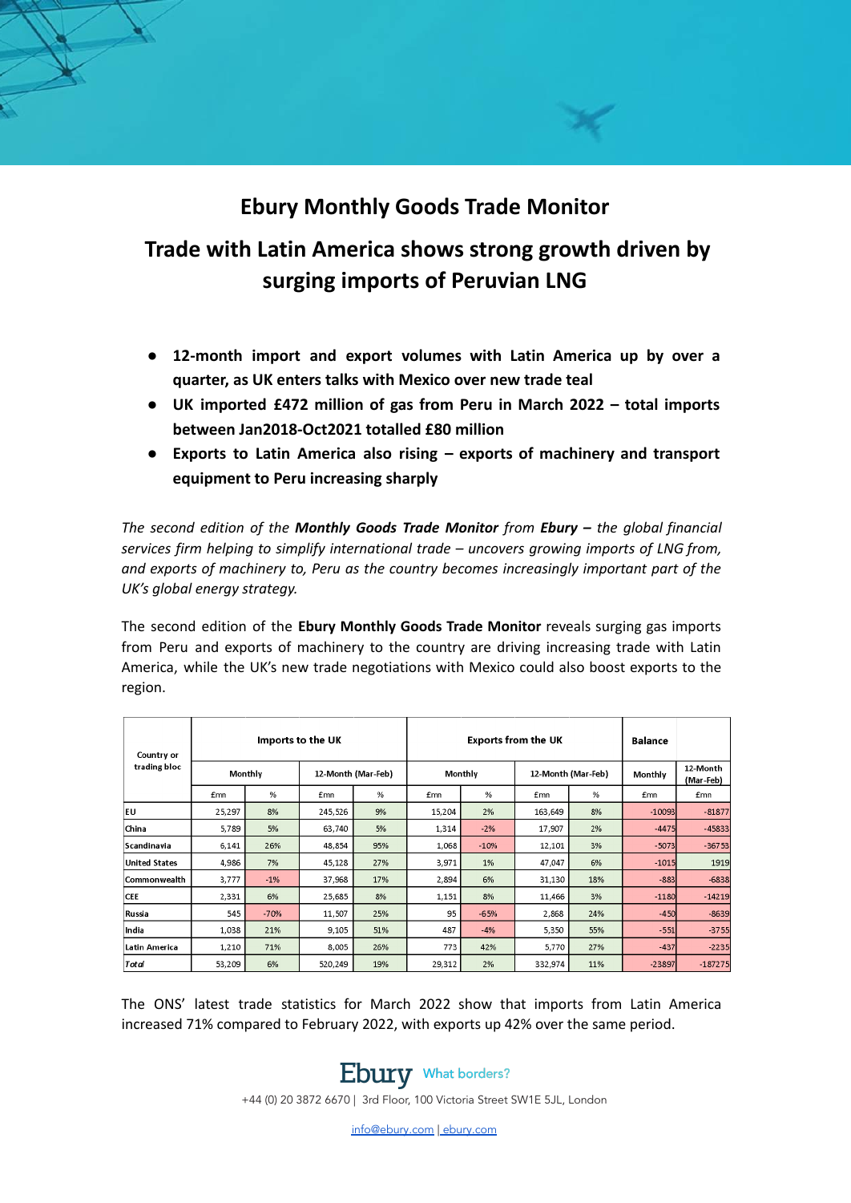# Ebury Monthly Goods Trade Monitor

## Trade with Latin America shows strong growth driven by surging imports of Peruvian LNG

- **12-month import and export volumes with Latin America up by over a quarter, as UK enters talks with Mexico over new trade teal**
- **UK imported £472 million of gas from Peru in March 2022 – total imports between Jan2018-Oct2021 totalled £80 million**
- **Exports to Latin America also rising – exports of machinery and transport equipment to Peru increasing sharply**

*The second edition of the **Monthly Goods Trade Monitor** from **Ebury –** the global financial services firm helping to simplify international trade – uncovers growing imports of LNG from, and exports of machinery to, Peru as the country becomes increasingly important part of the UK's global energy strategy.*

The second edition of the **Ebury Monthly Goods Trade Monitor** reveals surging gas imports from Peru and exports of machinery to the country are driving increasing trade with Latin America, while the UK's new trade negotiations with Mexico could also boost exports to the region.

| Country or trading bloc | Imports to the UK | | | | Exports from the UK | | | | Balance | |
|---|---|---|---|---|---|---|---|---|---|---|
| | Monthly | | 12-Month (Mar-Feb) | | Monthly | | 12-Month (Mar-Feb) | | Monthly | 12-Month (Mar-Feb) |
| | £mn | % | £mn | % | £mn | % | £mn | % | £mn | £mn |
| EU | 25,297 | 8% | 245,526 | 9% | 15,204 | 2% | 163,649 | 8% | -10093 | -81877 |
| China | 5,789 | 5% | 63,740 | 5% | 1,314 | -2% | 17,907 | 2% | -4475 | -45833 |
| Scandinavia | 6,141 | 26% | 48,854 | 95% | 1,068 | -10% | 12,101 | 3% | -5073 | -36753 |
| United States | 4,986 | 7% | 45,128 | 27% | 3,971 | 1% | 47,047 | 6% | -1015 | 1919 |
| Commonwealth | 3,777 | -1% | 37,968 | 17% | 2,894 | 6% | 31,130 | 18% | -883 | -6838 |
| CEE | 2,331 | 6% | 25,685 | 8% | 1,151 | 8% | 11,466 | 3% | -1180 | -14219 |
| Russia | 545 | -70% | 11,507 | 25% | 95 | -65% | 2,868 | 24% | -450 | -8639 |
| India | 1,038 | 21% | 9,105 | 51% | 487 | -4% | 5,350 | 55% | -551 | -3755 |
| Latin America | 1,210 | 71% | 8,005 | 26% | 773 | 42% | 5,770 | 27% | -437 | -2235 |
| *Total* | 53,209 | 6% | 520,249 | 19% | 29,312 | 2% | 332,974 | 11% | -23897 | -187275 |

The ONS' latest trade statistics for March 2022 show that imports from Latin America increased 71% compared to February 2022, with exports up 42% over the same period.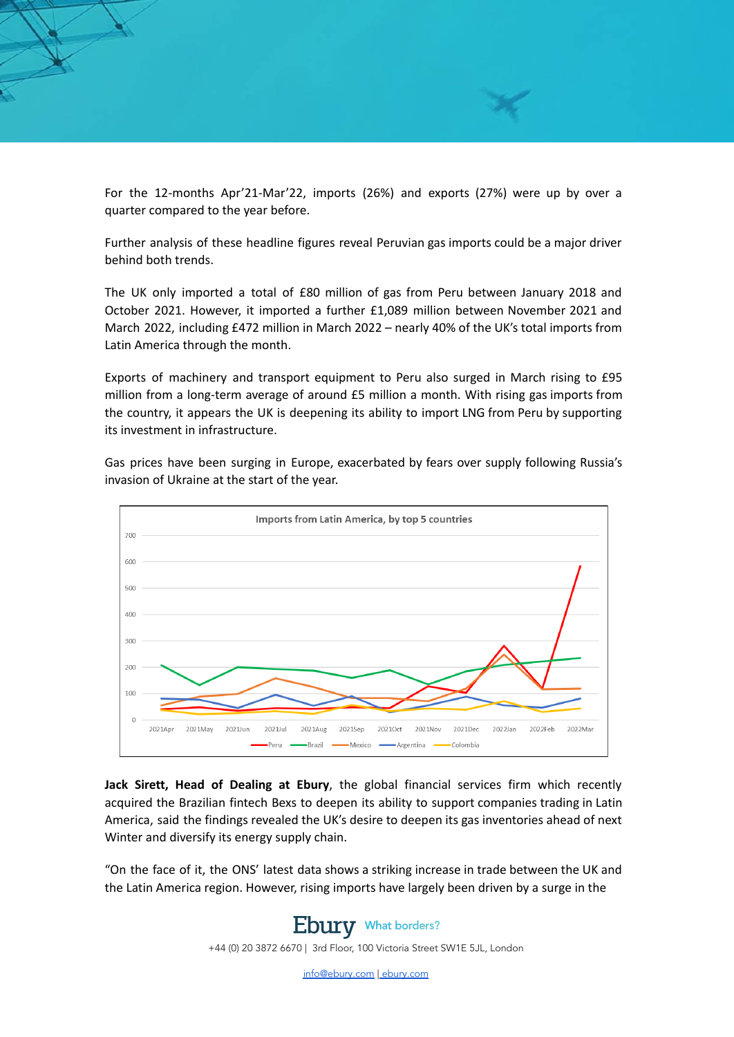For the 12-months Apr'21-Mar'22, imports (26%) and exports (27%) were up by over a quarter compared to the year before.

Further analysis of these headline figures reveal Peruvian gas imports could be a major driver behind both trends.

The UK only imported a total of £80 million of gas from Peru between January 2018 and October 2021. However, it imported a further £1,089 million between November 2021 and March 2022, including £472 million in March 2022 – nearly 40% of the UK's total imports from Latin America through the month.

Exports of machinery and transport equipment to Peru also surged in March rising to £95 million from a long-term average of around £5 million a month. With rising gas imports from the country, it appears the UK is deepening its ability to import LNG from Peru by supporting its investment in infrastructure.

Gas prices have been surging in Europe, exacerbated by fears over supply following Russia's invasion of Ukraine at the start of the year.

Imports from Latin America, by top 5 countries

**Jack Sirett, Head of Dealing at Ebury**, the global financial services firm which recently acquired the Brazilian fintech Bexs to deepen its ability to support companies trading in Latin America, said the findings revealed the UK's desire to deepen its gas inventories ahead of next Winter and diversify its energy supply chain.

"On the face of it, the ONS' latest data shows a striking increase in trade between the UK and the Latin America region. However, rising imports have largely been driven by a surge in the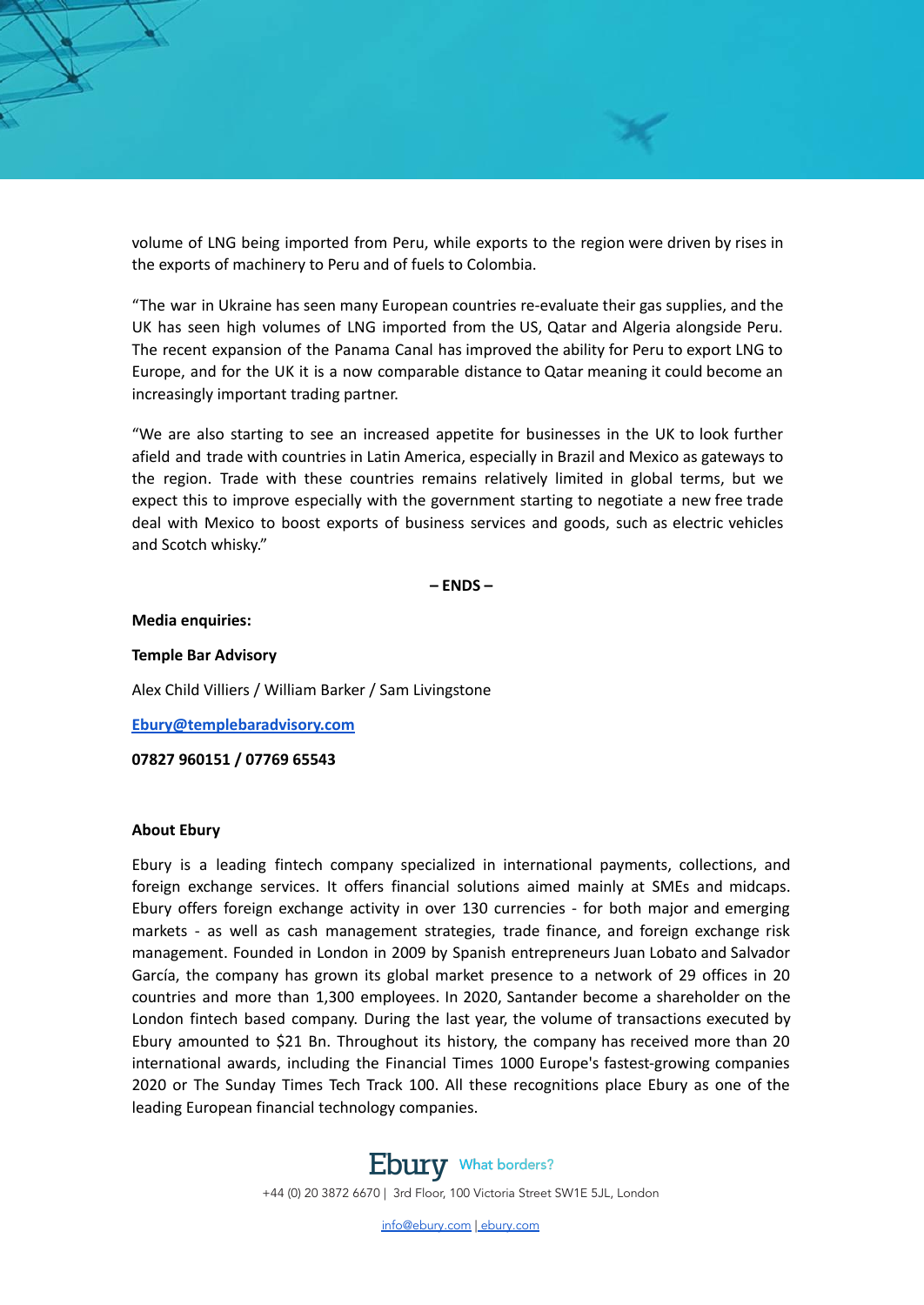volume of LNG being imported from Peru, while exports to the region were driven by rises in the exports of machinery to Peru and of fuels to Colombia.

“The war in Ukraine has seen many European countries re-evaluate their gas supplies, and the UK has seen high volumes of LNG imported from the US, Qatar and Algeria alongside Peru. The recent expansion of the Panama Canal has improved the ability for Peru to export LNG to Europe, and for the UK it is a now comparable distance to Qatar meaning it could become an increasingly important trading partner.

“We are also starting to see an increased appetite for businesses in the UK to look further afield and trade with countries in Latin America, especially in Brazil and Mexico as gateways to the region. Trade with these countries remains relatively limited in global terms, but we expect this to improve especially with the government starting to negotiate a new free trade deal with Mexico to boost exports of business services and goods, such as electric vehicles and Scotch whisky.”

**– ENDS –**

**Media enquiries:**

**Temple Bar Advisory**

Alex Child Villiers / William Barker / Sam Livingstone

**Ebury@templebaradvisory.com**

**07827 960151 / 07769 65543**

**About Ebury**

Ebury is a leading fintech company specialized in international payments, collections, and foreign exchange services. It offers financial solutions aimed mainly at SMEs and midcaps. Ebury offers foreign exchange activity in over 130 currencies - for both major and emerging markets - as well as cash management strategies, trade finance, and foreign exchange risk management. Founded in London in 2009 by Spanish entrepreneurs Juan Lobato and Salvador García, the company has grown its global market presence to a network of 29 offices in 20 countries and more than 1,300 employees. In 2020, Santander become a shareholder on the London fintech based company. During the last year, the volume of transactions executed by Ebury amounted to $21 Bn. Throughout its history, the company has received more than 20 international awards, including the Financial Times 1000 Europe's fastest-growing companies 2020 or The Sunday Times Tech Track 100. All these recognitions place Ebury as one of the leading European financial technology companies.

Ebury What borders?

+44 (0) 20 3872 6670 | 3rd Floor, 100 Victoria Street SW1E 5JL, London

info@ebury.com | ebury.com